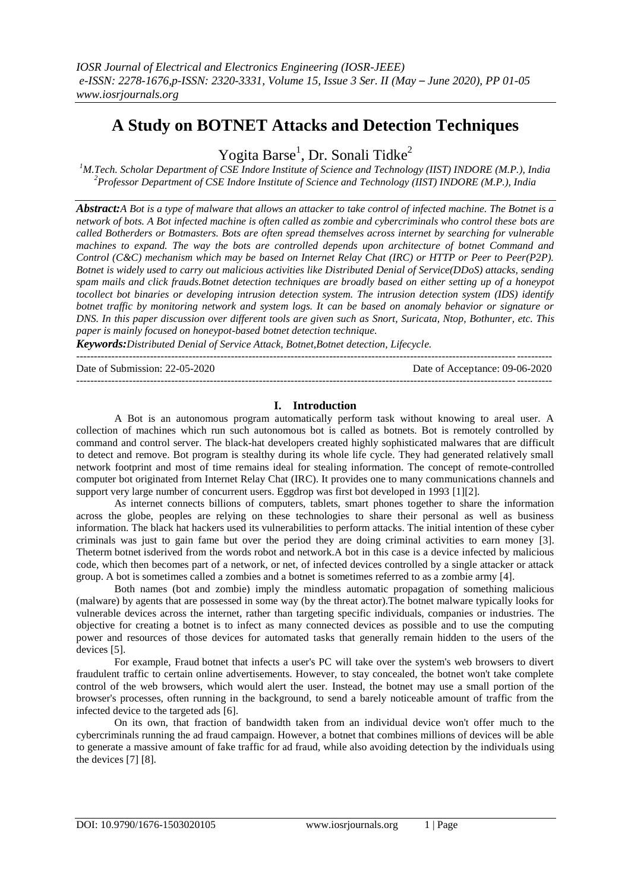# A Study on BOTNET Attacks and Detection Techniques

Yogita Barse[1], Dr. Sonali Tidke[2]

[1]M.Tech. Scholar Department of CSE Indore Institute of Science and Technology (IIST) INDORE (M.P.), India
[2]Professor Department of CSE Indore Institute of Science and Technology (IIST) INDORE (M.P.), India

***Abstract:*** *A Bot is a type of malware that allows an attacker to take control of infected machine. The Botnet is a network of bots. A Bot infected machine is often called as zombie and cybercriminals who control these bots are called Botherders or Botmasters. Bots are often spread themselves across internet by searching for vulnerable machines to expand. The way the bots are controlled depends upon architecture of botnet Command and Control (C&C) mechanism which may be based on Internet Relay Chat (IRC) or HTTP or Peer to Peer(P2P). Botnet is widely used to carry out malicious activities like Distributed Denial of Service(DDoS) attacks, sending spam mails and click frauds.Botnet detection techniques are broadly based on either setting up of a honeypot tocollect bot binaries or developing intrusion detection system. The intrusion detection system (IDS) identify botnet traffic by monitoring network and system logs. It can be based on anomaly behavior or signature or DNS. In this paper discussion over different tools are given such as Snort, Suricata, Ntop, Bothunter, etc. This paper is mainly focused on honeypot-based botnet detection technique.*

***Keywords:*** *Distributed Denial of Service Attack, Botnet,Botnet detection, Lifecycle.*

---

Date of Submission: 22-05-2020 | Date of Acceptance: 09-06-2020

---

## I. Introduction

A Bot is an autonomous program automatically perform task without knowing to areal user. A collection of machines which run such autonomous bot is called as botnets. Bot is remotely controlled by command and control server. The black-hat developers created highly sophisticated malwares that are difficult to detect and remove. Bot program is stealthy during its whole life cycle. They had generated relatively small network footprint and most of time remains ideal for stealing information. The concept of remote-controlled computer bot originated from Internet Relay Chat (IRC). It provides one to many communications channels and support very large number of concurrent users. Eggdrop was first bot developed in 1993 [1][2].

As internet connects billions of computers, tablets, smart phones together to share the information across the globe, peoples are relying on these technologies to share their personal as well as business information. The black hat hackers used its vulnerabilities to perform attacks. The initial intention of these cyber criminals was just to gain fame but over the period they are doing criminal activities to earn money [3]. Theterm botnet isderived from the words robot and network.A bot in this case is a device infected by malicious code, which then becomes part of a network, or net, of infected devices controlled by a single attacker or attack group. A bot is sometimes called a zombies and a botnet is sometimes referred to as a zombie army [4].

Both names (bot and zombie) imply the mindless automatic propagation of something malicious (malware) by agents that are possessed in some way (by the threat actor).The botnet malware typically looks for vulnerable devices across the internet, rather than targeting specific individuals, companies or industries. The objective for creating a botnet is to infect as many connected devices as possible and to use the computing power and resources of those devices for automated tasks that generally remain hidden to the users of the devices [5].

For example, Fraud botnet that infects a user's PC will take over the system's web browsers to divert fraudulent traffic to certain online advertisements. However, to stay concealed, the botnet won't take complete control of the web browsers, which would alert the user. Instead, the botnet may use a small portion of the browser's processes, often running in the background, to send a barely noticeable amount of traffic from the infected device to the targeted ads [6].

On its own, that fraction of bandwidth taken from an individual device won't offer much to the cybercriminals running the ad fraud campaign. However, a botnet that combines millions of devices will be able to generate a massive amount of fake traffic for ad fraud, while also avoiding detection by the individuals using the devices [7] [8].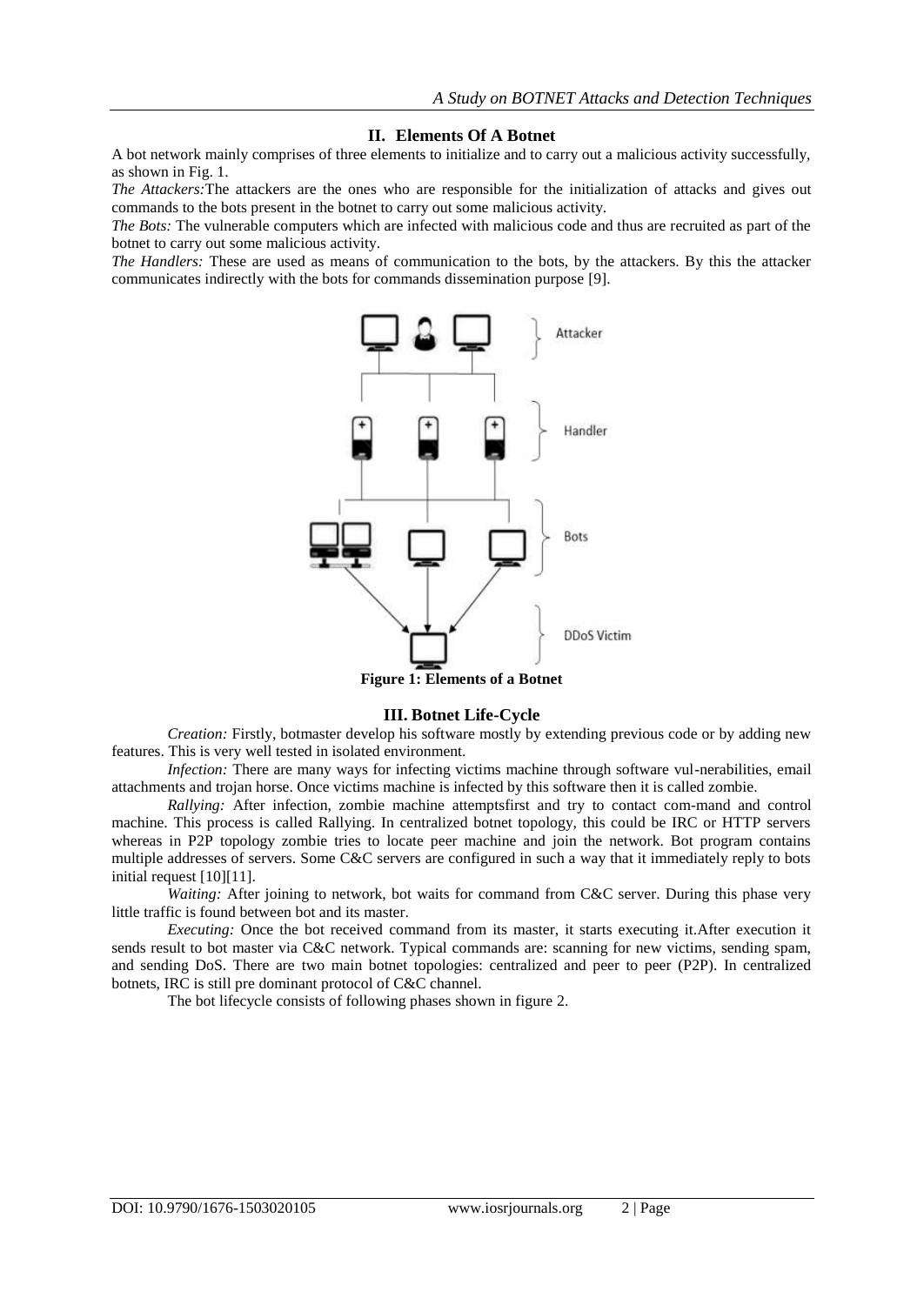## II. Elements Of A Botnet

A bot network mainly comprises of three elements to initialize and to carry out a malicious activity successfully, as shown in Fig. 1.

*The Attackers:*The attackers are the ones who are responsible for the initialization of attacks and gives out commands to the bots present in the botnet to carry out some malicious activity.

*The Bots:* The vulnerable computers which are infected with malicious code and thus are recruited as part of the botnet to carry out some malicious activity.

*The Handlers:* These are used as means of communication to the bots, by the attackers. By this the attacker communicates indirectly with the bots for commands dissemination purpose [9].

**Figure 1: Elements of a Botnet**

## III. Botnet Life-Cycle

*Creation:* Firstly, botmaster develop his software mostly by extending previous code or by adding new features. This is very well tested in isolated environment.

*Infection:* There are many ways for infecting victims machine through software vul-nerabilities, email attachments and trojan horse. Once victims machine is infected by this software then it is called zombie.

*Rallying:* After infection, zombie machine attemptsfirst and try to contact com-mand and control machine. This process is called Rallying. In centralized botnet topology, this could be IRC or HTTP servers whereas in P2P topology zombie tries to locate peer machine and join the network. Bot program contains multiple addresses of servers. Some C&C servers are configured in such a way that it immediately reply to bots initial request [10][11].

*Waiting:* After joining to network, bot waits for command from C&C server. During this phase very little traffic is found between bot and its master.

*Executing:* Once the bot received command from its master, it starts executing it.After execution it sends result to bot master via C&C network. Typical commands are: scanning for new victims, sending spam, and sending DoS. There are two main botnet topologies: centralized and peer to peer (P2P). In centralized botnets, IRC is still pre dominant protocol of C&C channel.

The bot lifecycle consists of following phases shown in figure 2.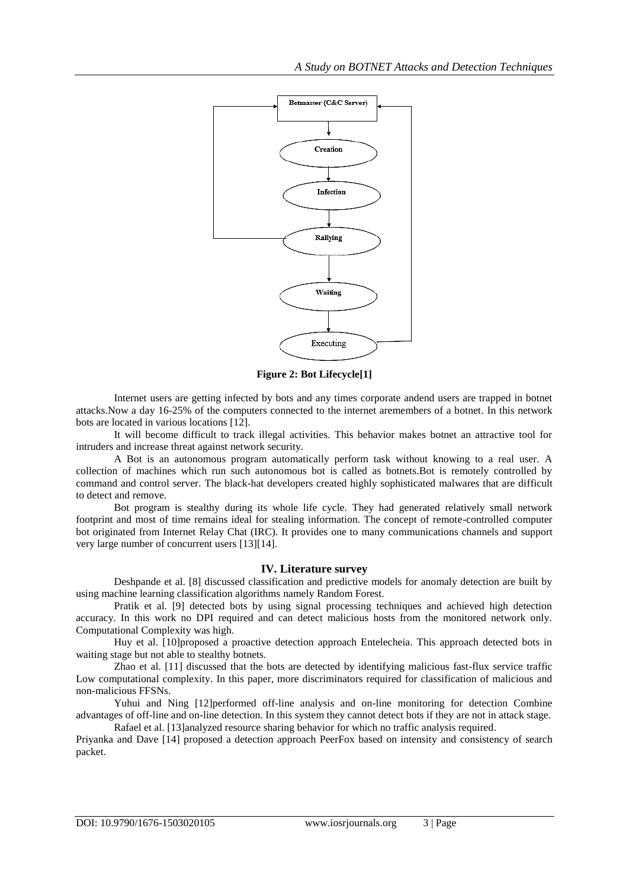**Figure 2: Bot Lifecycle[1]**

Internet users are getting infected by bots and any times corporate andend users are trapped in botnet attacks.Now a day 16-25% of the computers connected to the internet aremembers of a botnet. In this network bots are located in various locations [12].

It will become difficult to track illegal activities. This behavior makes botnet an attractive tool for intruders and increase threat against network security.

A Bot is an autonomous program automatically perform task without knowing to a real user. A collection of machines which run such autonomous bot is called as botnets.Bot is remotely controlled by command and control server. The black-hat developers created highly sophisticated malwares that are difficult to detect and remove.

Bot program is stealthy during its whole life cycle. They had generated relatively small network footprint and most of time remains ideal for stealing information. The concept of remote-controlled computer bot originated from Internet Relay Chat (IRC). It provides one to many communications channels and support very large number of concurrent users [13][14].

## IV. Literature survey

Deshpande et al. [8] discussed classification and predictive models for anomaly detection are built by using machine learning classification algorithms namely Random Forest.

Pratik et al. [9] detected bots by using signal processing techniques and achieved high detection accuracy. In this work no DPI required and can detect malicious hosts from the monitored network only. Computational Complexity was high.

Huy et al. [10]proposed a proactive detection approach Entelecheia. This approach detected bots in waiting stage but not able to stealthy botnets.

Zhao et al. [11] discussed that the bots are detected by identifying malicious fast-flux service traffic Low computational complexity. In this paper, more discriminators required for classification of malicious and non-malicious FFSNs.

Yuhui and Ning [12]performed off-line analysis and on-line monitoring for detection Combine advantages of off-line and on-line detection. In this system they cannot detect bots if they are not in attack stage.

Rafael et al. [13]analyzed resource sharing behavior for which no traffic analysis required.

Priyanka and Dave [14] proposed a detection approach PeerFox based on intensity and consistency of search packet.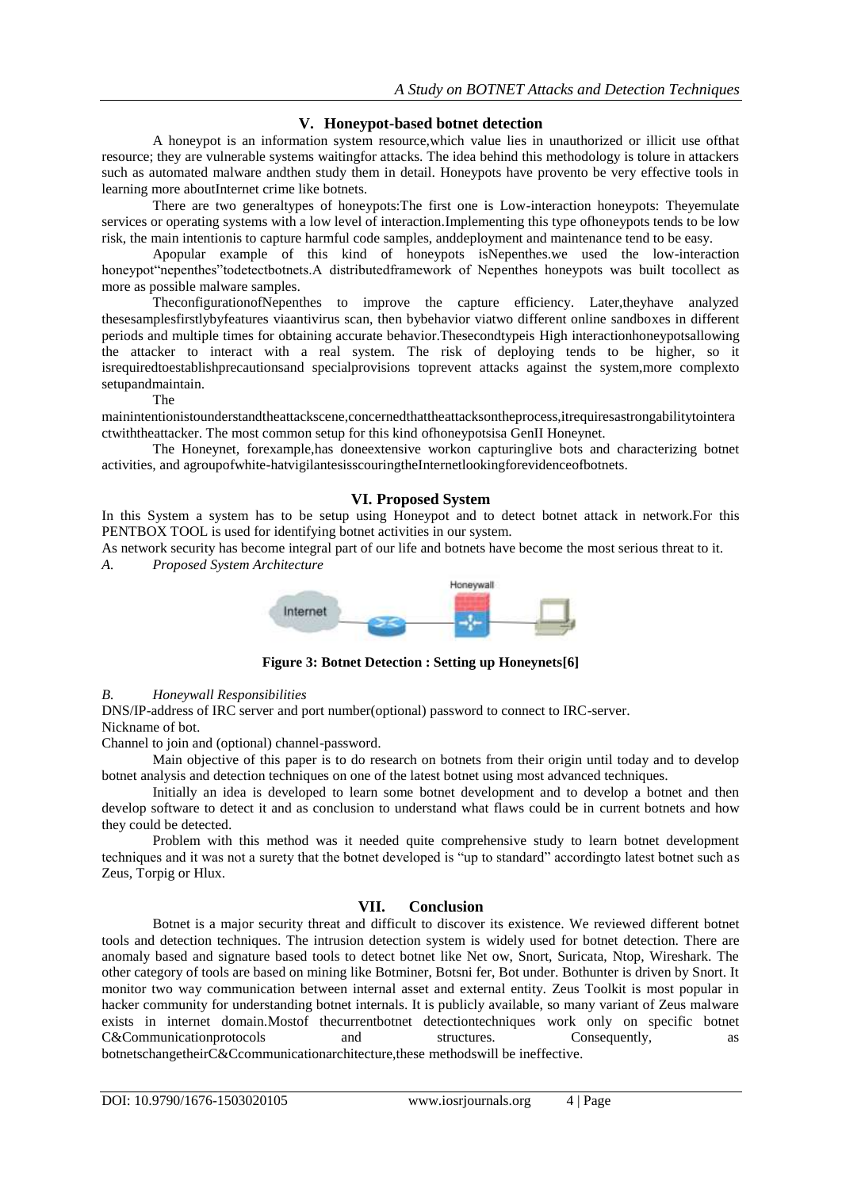## V. Honeypot-based botnet detection

A honeypot is an information system resource,which value lies in unauthorized or illicit use ofthat resource; they are vulnerable systems waitingfor attacks. The idea behind this methodology is tolure in attackers such as automated malware andthen study them in detail. Honeypots have provento be very effective tools in learning more aboutInternet crime like botnets.

There are two generaltypes of honeypots:The first one is Low-interaction honeypots: Theyemulate services or operating systems with a low level of interaction.Implementing this type ofhoneypots tends to be low risk, the main intentionis to capture harmful code samples, anddeployment and maintenance tend to be easy.

Apopular example of this kind of honeypots isNepenthes.we used the low-interaction honeypot"nepenthes"todetectbotnets.A distributedframework of Nepenthes honeypots was built tocollect as more as possible malware samples.

TheconfigurationofNepenthes to improve the capture efficiency. Later,theyhave analyzed thesesamplesfirstlybyfeatures viaantivirus scan, then bybehavior viatwo different online sandboxes in different periods and multiple times for obtaining accurate behavior.Thesecondtypeis High interactionhoneypotsallowing the attacker to interact with a real system. The risk of deploying tends to be higher, so it isrequiredtoestablishprecautionsand specialprovisions toprevent attacks against the system,more complexto setupandmaintain.

The mainintentionistounderstandtheattackscene,concernedthattheattacksontheprocess,itrequiresastrongabilitytointeractwiththeattacker. The most common setup for this kind ofhoneypotsisa GenII Honeynet.

The Honeynet, forexample,has doneextensive workon capturinglive bots and characterizing botnet activities, and agroupofwhite-hatvigilantesisscouringtheInternetlookingforevidenceofbotnets.

## VI. Proposed System

In this System a system has to be setup using Honeypot and to detect botnet attack in network.For this PENTBOX TOOL is used for identifying botnet activities in our system.

As network security has become integral part of our life and botnets have become the most serious threat to it.

### *A. Proposed System Architecture*

**Figure 3: Botnet Detection : Setting up Honeynets[6]**

### *B. Honeywall Responsibilities*

DNS/IP-address of IRC server and port number(optional) password to connect to IRC-server.
Nickname of bot.
Channel to join and (optional) channel-password.

Main objective of this paper is to do research on botnets from their origin until today and to develop botnet analysis and detection techniques on one of the latest botnet using most advanced techniques.

Initially an idea is developed to learn some botnet development and to develop a botnet and then develop software to detect it and as conclusion to understand what flaws could be in current botnets and how they could be detected.

Problem with this method was it needed quite comprehensive study to learn botnet development techniques and it was not a surety that the botnet developed is "up to standard" accordingto latest botnet such as Zeus, Torpig or Hlux.

## VII. Conclusion

Botnet is a major security threat and difficult to discover its existence. We reviewed different botnet tools and detection techniques. The intrusion detection system is widely used for botnet detection. There are anomaly based and signature based tools to detect botnet like Net ow, Snort, Suricata, Ntop, Wireshark. The other category of tools are based on mining like Botminer, Botsni fer, Bot under. Bothunter is driven by Snort. It monitor two way communication between internal asset and external entity. Zeus Toolkit is most popular in hacker community for understanding botnet internals. It is publicly available, so many variant of Zeus malware exists in internet domain.Mostof thecurrentbotnet detectiontechniques work only on specific botnet C&Communicationprotocols and structures. Consequently, as botnetschangetheirC&Ccommunicationarchitecture,these methodswill be ineffective.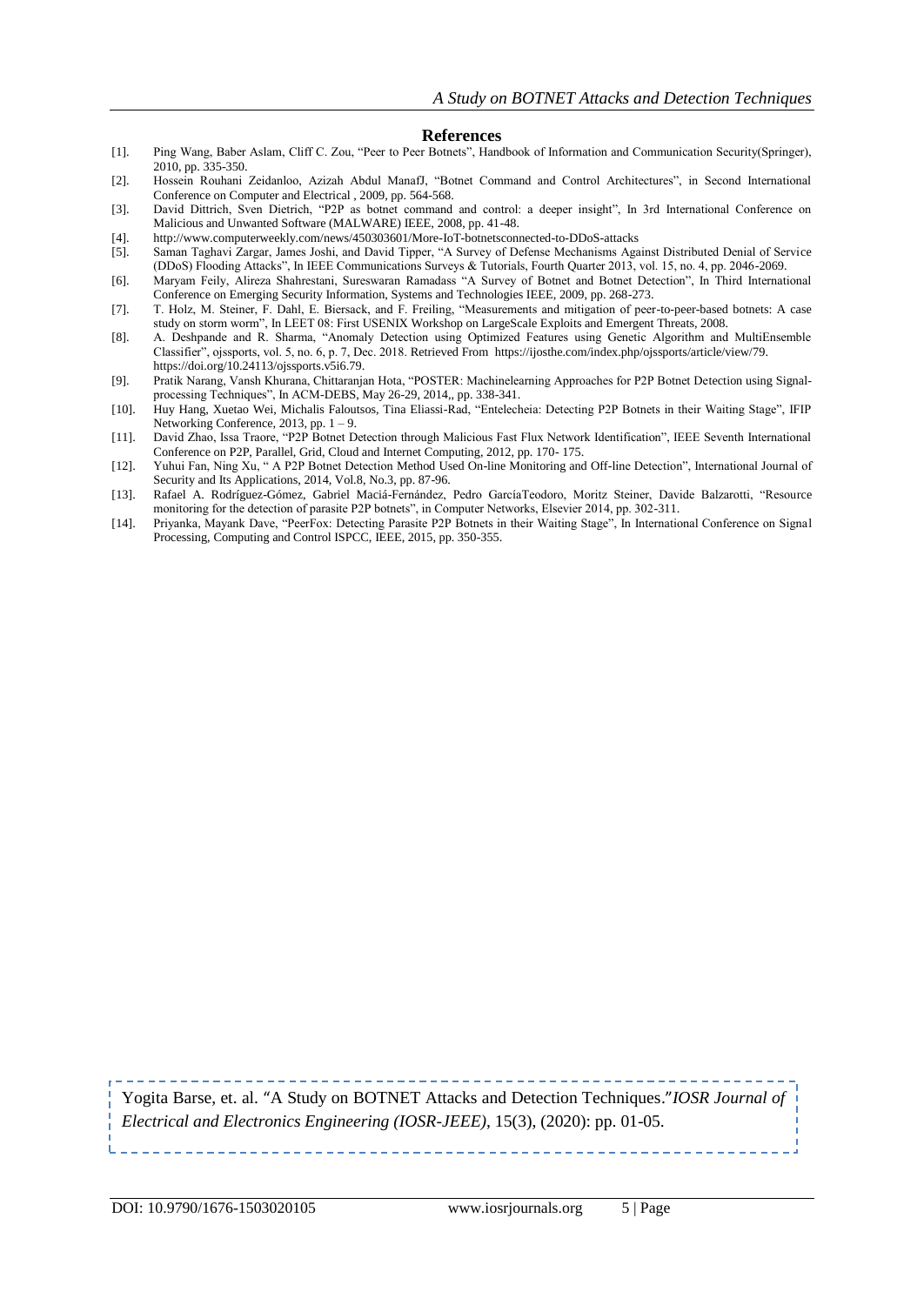## References

[1]. Ping Wang, Baber Aslam, Cliff C. Zou, "Peer to Peer Botnets", Handbook of Information and Communication Security(Springer), 2010, pp. 335-350.

[2]. Hossein Rouhani Zeidanloo, Azizah Abdul ManafJ, "Botnet Command and Control Architectures", in Second International Conference on Computer and Electrical , 2009, pp. 564-568.

[3]. David Dittrich, Sven Dietrich, "P2P as botnet command and control: a deeper insight", In 3rd International Conference on Malicious and Unwanted Software (MALWARE) IEEE, 2008, pp. 41-48.

[4]. http://www.computerweekly.com/news/450303601/More-IoT-botnetsconnected-to-DDoS-attacks

[5]. Saman Taghavi Zargar, James Joshi, and David Tipper, "A Survey of Defense Mechanisms Against Distributed Denial of Service (DDoS) Flooding Attacks", In IEEE Communications Surveys & Tutorials, Fourth Quarter 2013, vol. 15, no. 4, pp. 2046-2069.

[6]. Maryam Feily, Alireza Shahrestani, Sureswaran Ramadass "A Survey of Botnet and Botnet Detection", In Third International Conference on Emerging Security Information, Systems and Technologies IEEE, 2009, pp. 268-273.

[7]. T. Holz, M. Steiner, F. Dahl, E. Biersack, and F. Freiling, "Measurements and mitigation of peer-to-peer-based botnets: A case study on storm worm", In LEET 08: First USENIX Workshop on LargeScale Exploits and Emergent Threats, 2008.

[8]. A. Deshpande and R. Sharma, "Anomaly Detection using Optimized Features using Genetic Algorithm and MultiEnsemble Classifier", ojssports, vol. 5, no. 6, p. 7, Dec. 2018. Retrieved From https://ijosthe.com/index.php/ojssports/article/view/79. https://doi.org/10.24113/ojssports.v5i6.79.

[9]. Pratik Narang, Vansh Khurana, Chittaranjan Hota, "POSTER: Machinelearning Approaches for P2P Botnet Detection using Signal-processing Techniques", In ACM-DEBS, May 26-29, 2014,, pp. 338-341.

[10]. Huy Hang, Xuetao Wei, Michalis Faloutsos, Tina Eliassi-Rad, "Entelecheia: Detecting P2P Botnets in their Waiting Stage", IFIP Networking Conference, 2013, pp. 1 – 9.

[11]. David Zhao, Issa Traore, "P2P Botnet Detection through Malicious Fast Flux Network Identification", IEEE Seventh International Conference on P2P, Parallel, Grid, Cloud and Internet Computing, 2012, pp. 170- 175.

[12]. Yuhui Fan, Ning Xu, " A P2P Botnet Detection Method Used On-line Monitoring and Off-line Detection", International Journal of Security and Its Applications, 2014, Vol.8, No.3, pp. 87-96.

[13]. Rafael A. Rodríguez-Gómez, Gabriel Maciá-Fernández, Pedro GarcíaTeodoro, Moritz Steiner, Davide Balzarotti, "Resource monitoring for the detection of parasite P2P botnets", in Computer Networks, Elsevier 2014, pp. 302-311.

[14]. Priyanka, Mayank Dave, "PeerFox: Detecting Parasite P2P Botnets in their Waiting Stage", In International Conference on Signal Processing, Computing and Control ISPCC, IEEE, 2015, pp. 350-355.

Yogita Barse, et. al. "A Study on BOTNET Attacks and Detection Techniques."*IOSR Journal of Electrical and Electronics Engineering (IOSR-JEEE)*, 15(3), (2020): pp. 01-05.